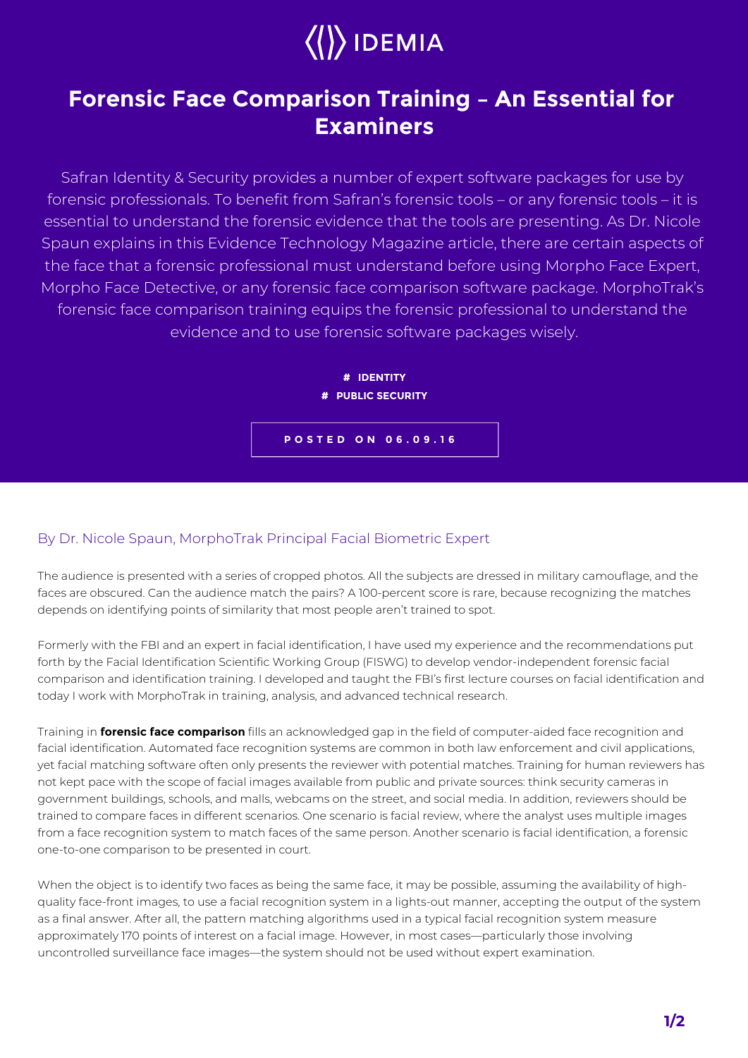IDEMIA

# Forensic Face Comparison Training – An Essential for Examiners

Safran Identity & Security provides a number of expert software packages for use by forensic professionals. To benefit from Safran's forensic tools – or any forensic tools – it is essential to understand the forensic evidence that the tools are presenting. As Dr. Nicole Spaun explains in this Evidence Technology Magazine article, there are certain aspects of the face that a forensic professional must understand before using Morpho Face Expert, Morpho Face Detective, or any forensic face comparison software package. MorphoTrak's forensic face comparison training equips the forensic professional to understand the evidence and to use forensic software packages wisely.

**# IDENTITY**

**# PUBLIC SECURITY**

**POSTED ON 06.09.16**

By Dr. Nicole Spaun, MorphoTrak Principal Facial Biometric Expert

The audience is presented with a series of cropped photos. All the subjects are dressed in military camouflage, and the faces are obscured. Can the audience match the pairs? A 100-percent score is rare, because recognizing the matches depends on identifying points of similarity that most people aren't trained to spot.

Formerly with the FBI and an expert in facial identification, I have used my experience and the recommendations put forth by the Facial Identification Scientific Working Group (FISWG) to develop vendor-independent forensic facial comparison and identification training. I developed and taught the FBI's first lecture courses on facial identification and today I work with MorphoTrak in training, analysis, and advanced technical research.

Training in **forensic face comparison** fills an acknowledged gap in the field of computer-aided face recognition and facial identification. Automated face recognition systems are common in both law enforcement and civil applications, yet facial matching software often only presents the reviewer with potential matches. Training for human reviewers has not kept pace with the scope of facial images available from public and private sources: think security cameras in government buildings, schools, and malls, webcams on the street, and social media. In addition, reviewers should be trained to compare faces in different scenarios. One scenario is facial review, where the analyst uses multiple images from a face recognition system to match faces of the same person. Another scenario is facial identification, a forensic one-to-one comparison to be presented in court.

When the object is to identify two faces as being the same face, it may be possible, assuming the availability of high-quality face-front images, to use a facial recognition system in a lights-out manner, accepting the output of the system as a final answer. After all, the pattern matching algorithms used in a typical facial recognition system measure approximately 170 points of interest on a facial image. However, in most cases—particularly those involving uncontrolled surveillance face images—the system should not be used without expert examination.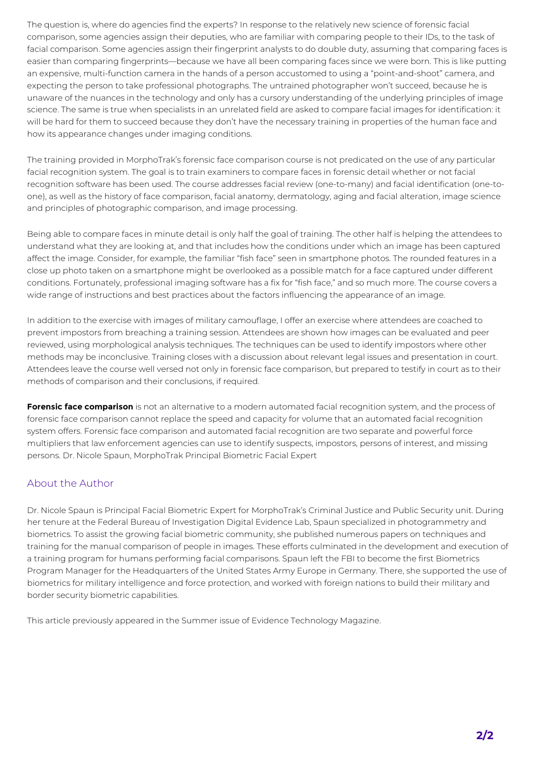The question is, where do agencies find the experts? In response to the relatively new science of forensic facial comparison, some agencies assign their deputies, who are familiar with comparing people to their IDs, to the task of facial comparison. Some agencies assign their fingerprint analysts to do double duty, assuming that comparing faces is easier than comparing fingerprints—because we have all been comparing faces since we were born. This is like putting an expensive, multi-function camera in the hands of a person accustomed to using a "point-and-shoot" camera, and expecting the person to take professional photographs. The untrained photographer won't succeed, because he is unaware of the nuances in the technology and only has a cursory understanding of the underlying principles of image science. The same is true when specialists in an unrelated field are asked to compare facial images for identification: it will be hard for them to succeed because they don't have the necessary training in properties of the human face and how its appearance changes under imaging conditions.

The training provided in MorphoTrak's forensic face comparison course is not predicated on the use of any particular facial recognition system. The goal is to train examiners to compare faces in forensic detail whether or not facial recognition software has been used. The course addresses facial review (one-to-many) and facial identification (one-to-one), as well as the history of face comparison, facial anatomy, dermatology, aging and facial alteration, image science and principles of photographic comparison, and image processing.

Being able to compare faces in minute detail is only half the goal of training. The other half is helping the attendees to understand what they are looking at, and that includes how the conditions under which an image has been captured affect the image. Consider, for example, the familiar "fish face" seen in smartphone photos. The rounded features in a close up photo taken on a smartphone might be overlooked as a possible match for a face captured under different conditions. Fortunately, professional imaging software has a fix for "fish face," and so much more. The course covers a wide range of instructions and best practices about the factors influencing the appearance of an image.

In addition to the exercise with images of military camouflage, I offer an exercise where attendees are coached to prevent impostors from breaching a training session. Attendees are shown how images can be evaluated and peer reviewed, using morphological analysis techniques. The techniques can be used to identify impostors where other methods may be inconclusive. Training closes with a discussion about relevant legal issues and presentation in court. Attendees leave the course well versed not only in forensic face comparison, but prepared to testify in court as to their methods of comparison and their conclusions, if required.

**Forensic face comparison** is not an alternative to a modern automated facial recognition system, and the process of forensic face comparison cannot replace the speed and capacity for volume that an automated facial recognition system offers. Forensic face comparison and automated facial recognition are two separate and powerful force multipliers that law enforcement agencies can use to identify suspects, impostors, persons of interest, and missing persons. Dr. Nicole Spaun, MorphoTrak Principal Biometric Facial Expert

## About the Author

Dr. Nicole Spaun is Principal Facial Biometric Expert for MorphoTrak's Criminal Justice and Public Security unit. During her tenure at the Federal Bureau of Investigation Digital Evidence Lab, Spaun specialized in photogrammetry and biometrics. To assist the growing facial biometric community, she published numerous papers on techniques and training for the manual comparison of people in images. These efforts culminated in the development and execution of a training program for humans performing facial comparisons. Spaun left the FBI to become the first Biometrics Program Manager for the Headquarters of the United States Army Europe in Germany. There, she supported the use of biometrics for military intelligence and force protection, and worked with foreign nations to build their military and border security biometric capabilities.

This article previously appeared in the Summer issue of Evidence Technology Magazine.